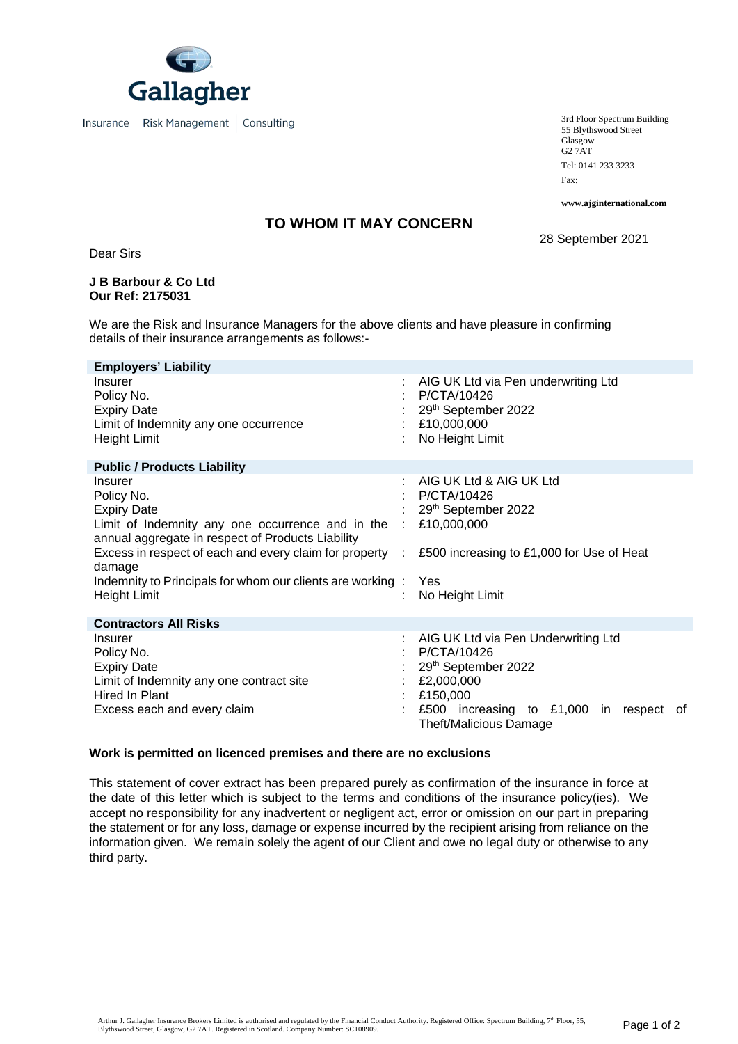Gallagher

Insurance | Risk Management | Consulting

3rd Floor Spectrum Building
55 Blythswood Street
Glasgow
G2 7AT

Tel: 0141 233 3233

Fax:

**www.ajginternational.com**

## TO WHOM IT MAY CONCERN

28 September 2021

Dear Sirs

**J B Barbour & Co Ltd**
**Our Ref: 2175031**

We are the Risk and Insurance Managers for the above clients and have pleasure in confirming details of their insurance arrangements as follows:-

| **Employers' Liability** | | |
|---|---|---|
| Insurer | : | AIG UK Ltd via Pen underwriting Ltd |
| Policy No. | : | P/CTA/10426 |
| Expiry Date | : | 29th September 2022 |
| Limit of Indemnity any one occurrence | : | £10,000,000 |
| Height Limit | : | No Height Limit |

| **Public / Products Liability** | | |
|---|---|---|
| Insurer | : | AIG UK Ltd & AIG UK Ltd |
| Policy No. | : | P/CTA/10426 |
| Expiry Date | : | 29th September 2022 |
| Limit of Indemnity any one occurrence and in the annual aggregate in respect of Products Liability | : | £10,000,000 |
| Excess in respect of each and every claim for property damage | : | £500 increasing to £1,000 for Use of Heat |
| Indemnity to Principals for whom our clients are working | : | Yes |
| Height Limit | : | No Height Limit |

| **Contractors All Risks** | | |
|---|---|---|
| Insurer | : | AIG UK Ltd via Pen Underwriting Ltd |
| Policy No. | : | P/CTA/10426 |
| Expiry Date | : | 29th September 2022 |
| Limit of Indemnity any one contract site | : | £2,000,000 |
| Hired In Plant | : | £150,000 |
| Excess each and every claim | : | £500 increasing to £1,000 in respect of Theft/Malicious Damage |

**Work is permitted on licenced premises and there are no exclusions**

This statement of cover extract has been prepared purely as confirmation of the insurance in force at the date of this letter which is subject to the terms and conditions of the insurance policy(ies). We accept no responsibility for any inadvertent or negligent act, error or omission on our part in preparing the statement or for any loss, damage or expense incurred by the recipient arising from reliance on the information given. We remain solely the agent of our Client and owe no legal duty or otherwise to any third party.

Arthur J. Gallagher Insurance Brokers Limited is authorised and regulated by the Financial Conduct Authority. Registered Office: Spectrum Building, 7th Floor, 55, Blythswood Street, Glasgow, G2 7AT. Registered in Scotland. Company Number: SC108909.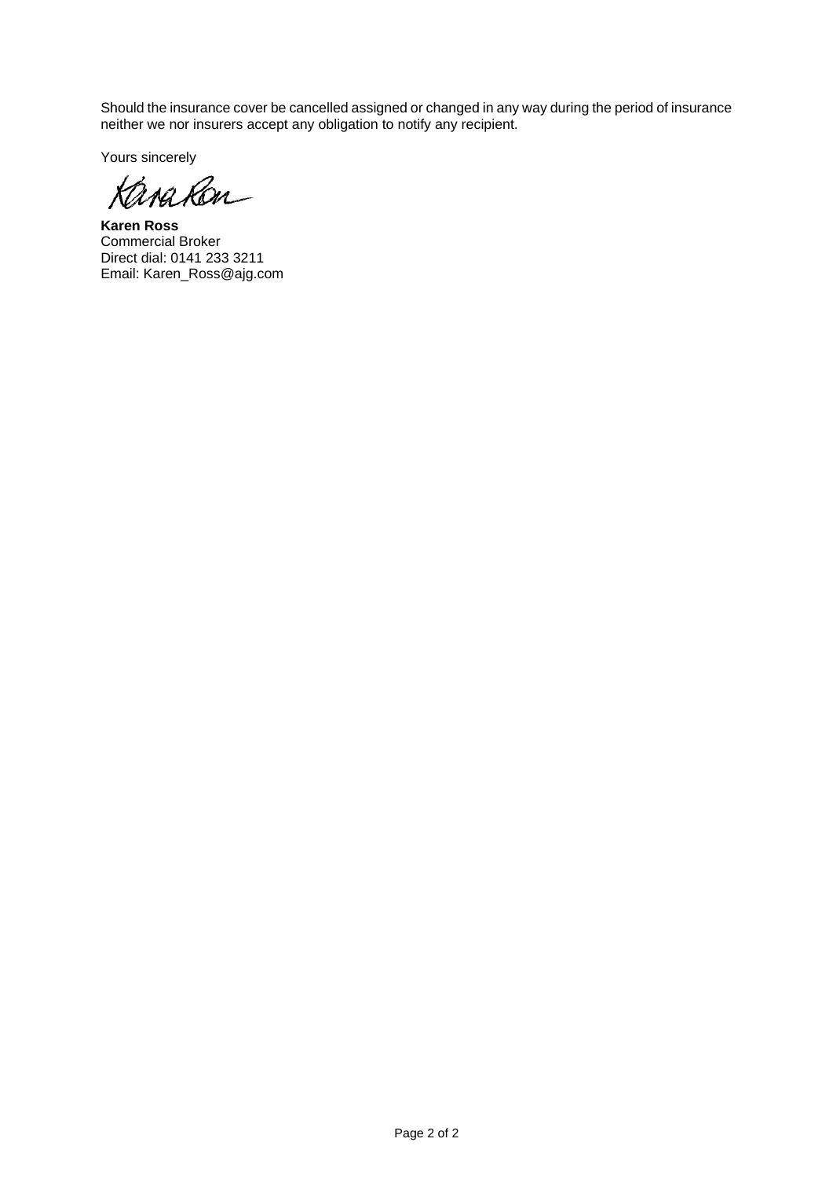Should the insurance cover be cancelled assigned or changed in any way during the period of insurance neither we nor insurers accept any obligation to notify any recipient.

Yours sincerely

**Karen Ross**
Commercial Broker
Direct dial: 0141 233 3211
Email: Karen_Ross@ajg.com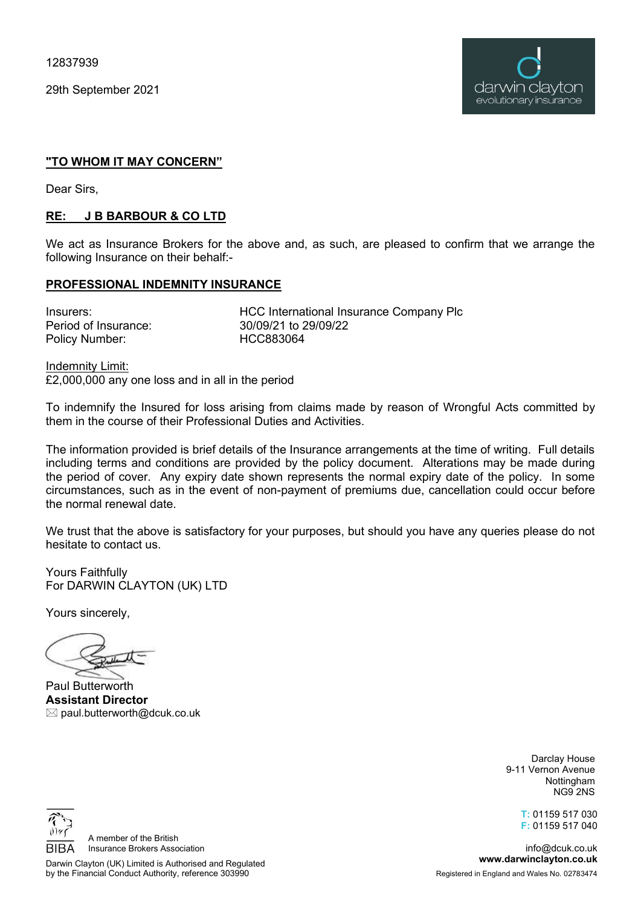12837939

29th September 2021

darwin clayton
evolutionary insurance

**"TO WHOM IT MAY CONCERN"**

Dear Sirs,

**RE: J B BARBOUR & CO LTD**

We act as Insurance Brokers for the above and, as such, are pleased to confirm that we arrange the following Insurance on their behalf:-

**PROFESSIONAL INDEMNITY INSURANCE**

| | |
|---|---|
| Insurers: | HCC International Insurance Company Plc |
| Period of Insurance: | 30/09/21 to 29/09/22 |
| Policy Number: | HCC883064 |

Indemnity Limit:
£2,000,000 any one loss and in all in the period

To indemnify the Insured for loss arising from claims made by reason of Wrongful Acts committed by them in the course of their Professional Duties and Activities.

The information provided is brief details of the Insurance arrangements at the time of writing. Full details including terms and conditions are provided by the policy document. Alterations may be made during the period of cover. Any expiry date shown represents the normal expiry date of the policy. In some circumstances, such as in the event of non-payment of premiums due, cancellation could occur before the normal renewal date.

We trust that the above is satisfactory for your purposes, but should you have any queries please do not hesitate to contact us.

Yours Faithfully
For DARWIN CLAYTON (UK) LTD

Yours sincerely,

Paul Butterworth
**Assistant Director**
paul.butterworth@dcuk.co.uk

Darclay House
9-11 Vernon Avenue
Nottingham
NG9 2NS

T: 01159 517 030
F: 01159 517 040

info@dcuk.co.uk
**www.darwinclayton.co.uk**

BIBA A member of the British Insurance Brokers Association

Darwin Clayton (UK) Limited is Authorised and Regulated by the Financial Conduct Authority, reference 303990

Registered in England and Wales No. 02783474